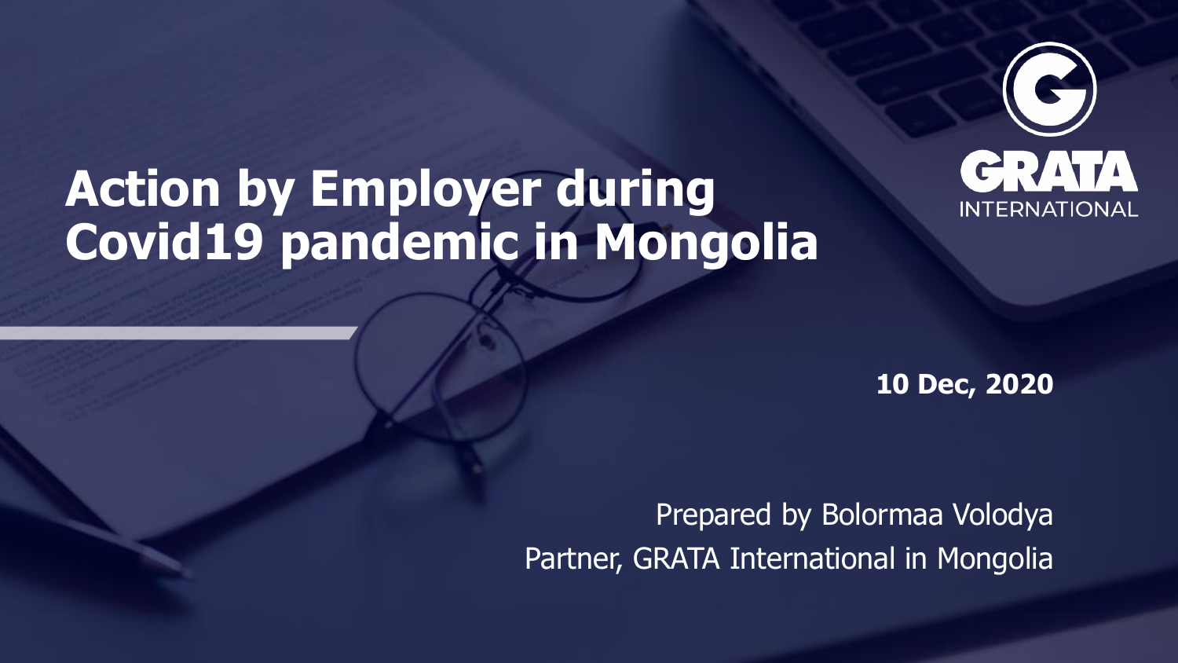# Action by Employer during Covid19 pandemic in Mongolia

GRATA INTERNATIONAL

**10 Dec, 2020**

Prepared by Bolormaa Volodya
Partner, GRATA International in Mongolia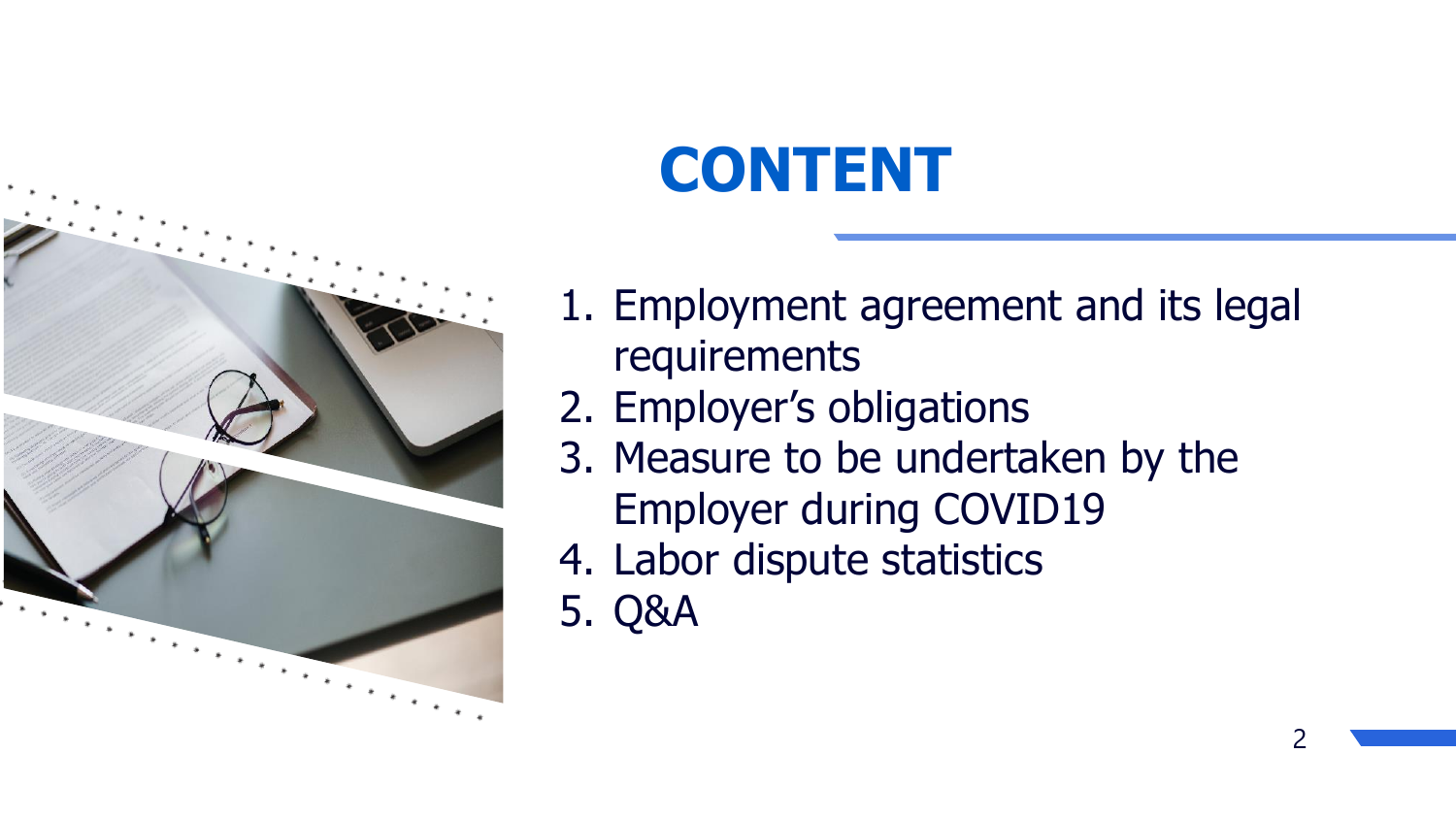# CONTENT

1. Employment agreement and its legal requirements
2. Employer's obligations
3. Measure to be undertaken by the Employer during COVID19
4. Labor dispute statistics
5. Q&A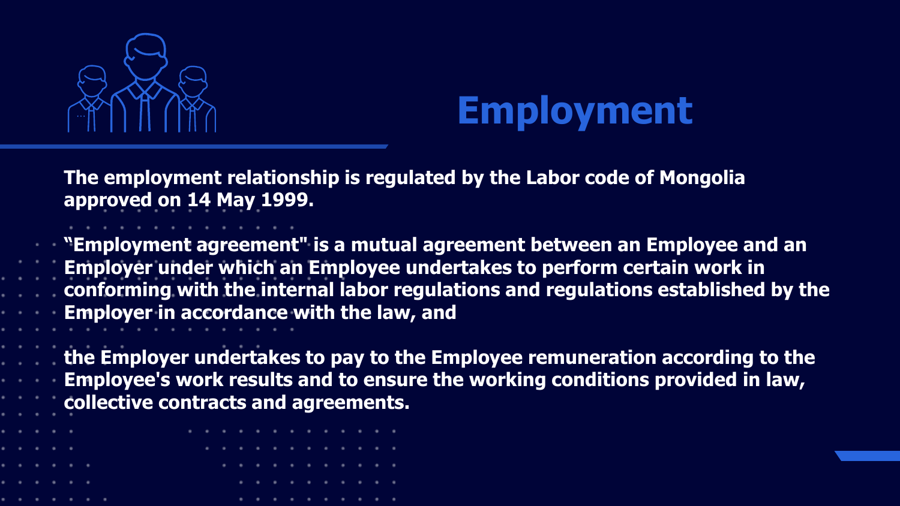# Employment

**The employment relationship is regulated by the Labor code of Mongolia approved on 14 May 1999.**

**"Employment agreement" is a mutual agreement between an Employee and an Employer under which an Employee undertakes to perform certain work in conforming with the internal labor regulations and regulations established by the Employer in accordance with the law, and**

**the Employer undertakes to pay to the Employee remuneration according to the Employee's work results and to ensure the working conditions provided in law, collective contracts and agreements.**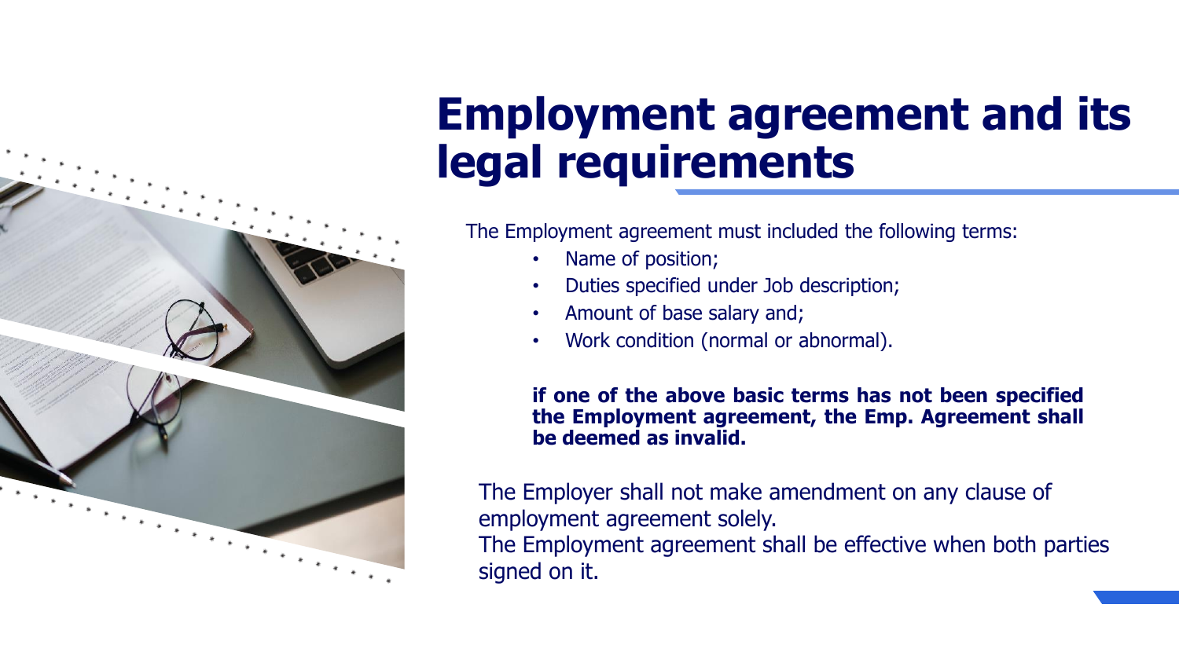# Employment agreement and its legal requirements

The Employment agreement must included the following terms:

- Name of position;
- Duties specified under Job description;
- Amount of base salary and;
- Work condition (normal or abnormal).

**if one of the above basic terms has not been specified the Employment agreement, the Emp. Agreement shall be deemed as invalid.**

The Employer shall not make amendment on any clause of employment agreement solely.
The Employment agreement shall be effective when both parties signed on it.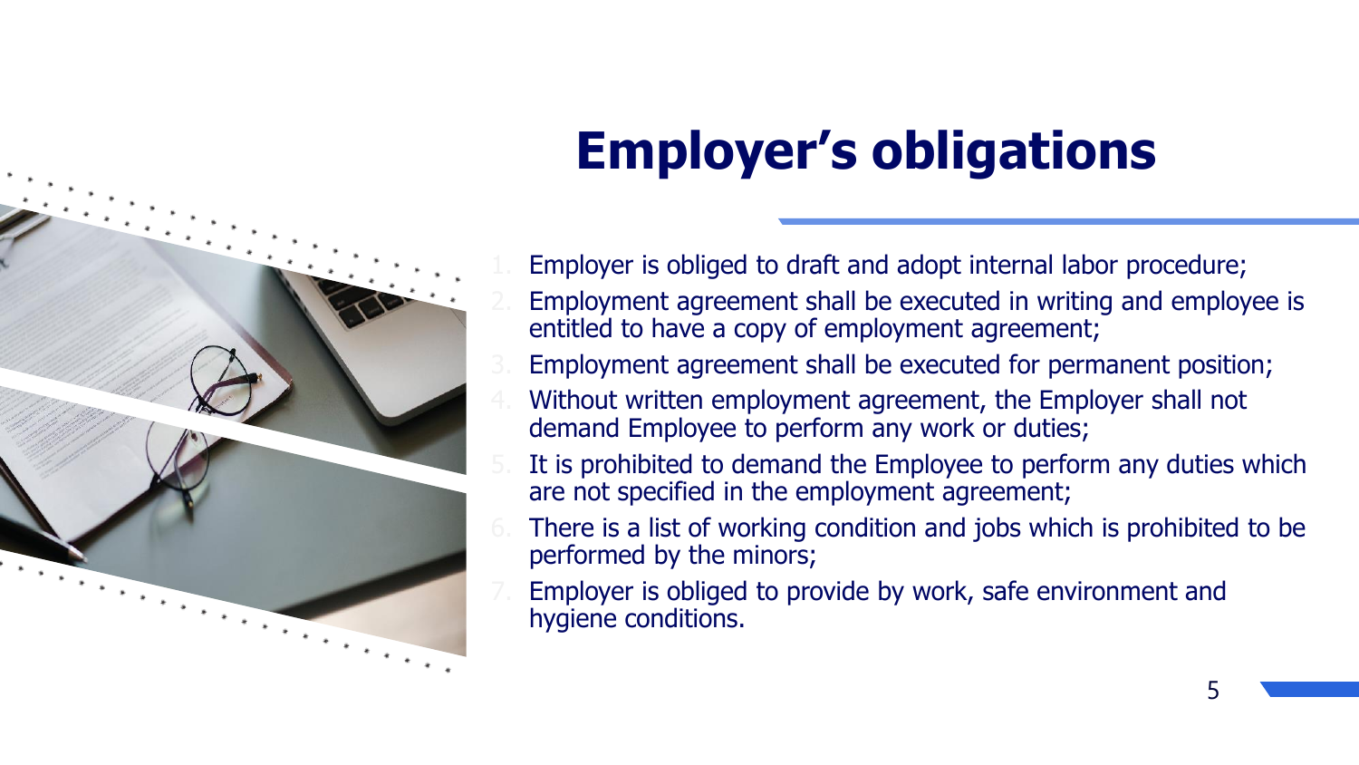# Employer's obligations

1. Employer is obliged to draft and adopt internal labor procedure;
2. Employment agreement shall be executed in writing and employee is entitled to have a copy of employment agreement;
3. Employment agreement shall be executed for permanent position;
4. Without written employment agreement, the Employer shall not demand Employee to perform any work or duties;
5. It is prohibited to demand the Employee to perform any duties which are not specified in the employment agreement;
6. There is a list of working condition and jobs which is prohibited to be performed by the minors;
7. Employer is obliged to provide by work, safe environment and hygiene conditions.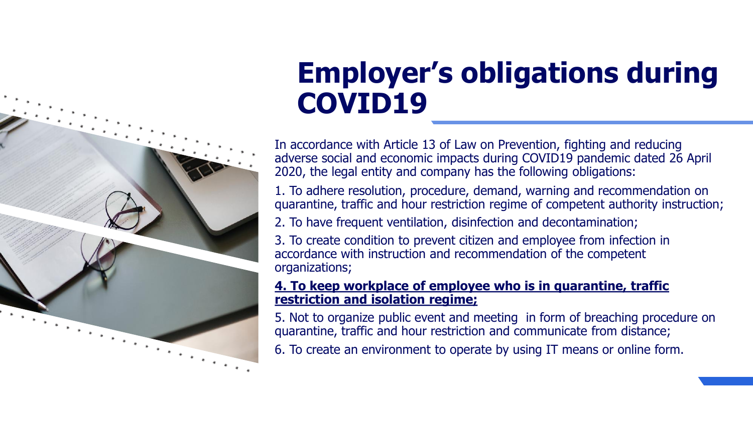# Employer's obligations during COVID19

In accordance with Article 13 of Law on Prevention, fighting and reducing adverse social and economic impacts during COVID19 pandemic dated 26 April 2020, the legal entity and company has the following obligations:

1. To adhere resolution, procedure, demand, warning and recommendation on quarantine, traffic and hour restriction regime of competent authority instruction;
2. To have frequent ventilation, disinfection and decontamination;
3. To create condition to prevent citizen and employee from infection in accordance with instruction and recommendation of the competent organizations;
4. **To keep workplace of employee who is in quarantine, traffic restriction and isolation regime;**
5. Not to organize public event and meeting in form of breaching procedure on quarantine, traffic and hour restriction and communicate from distance;
6. To create an environment to operate by using IT means or online form.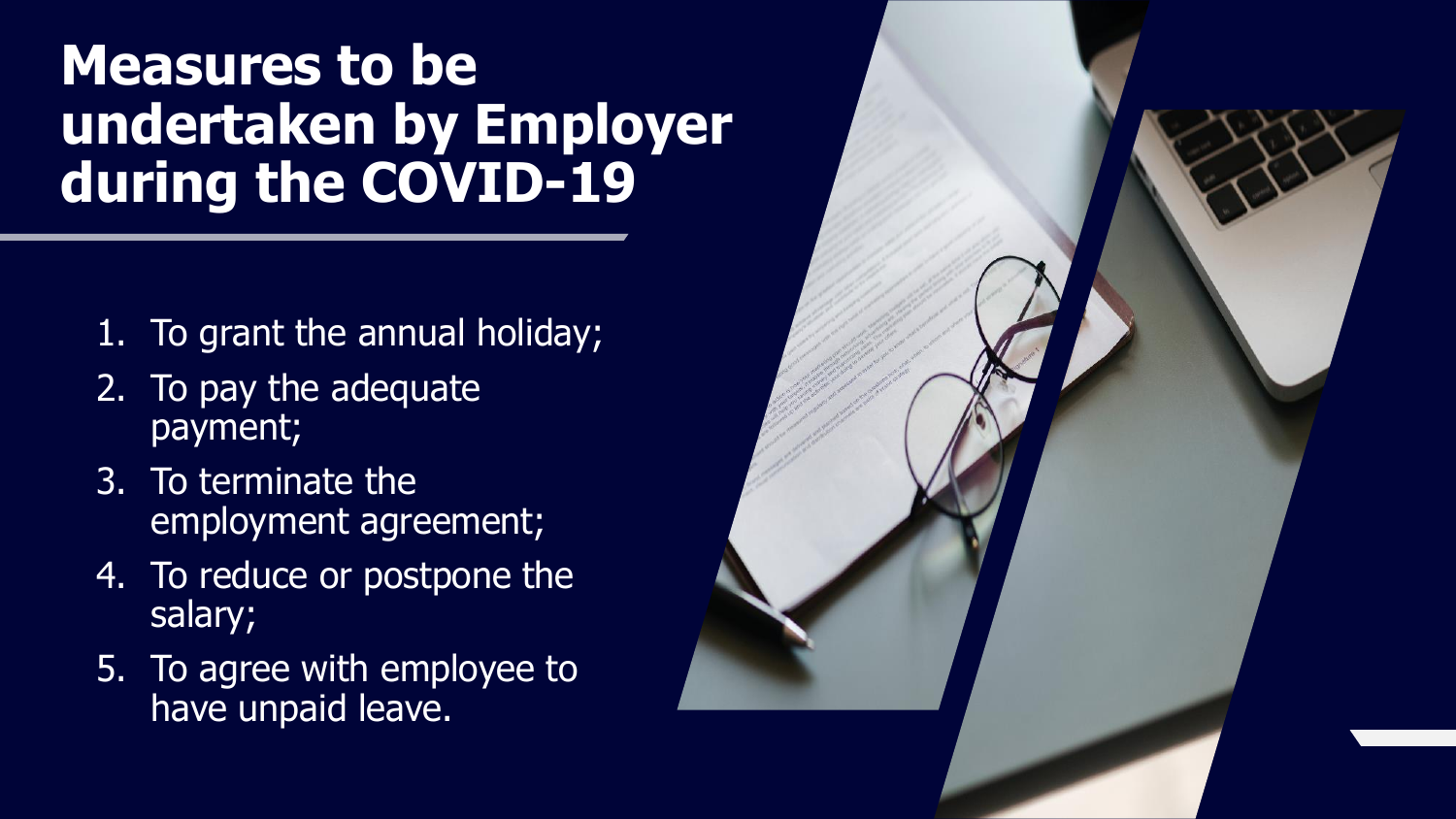# Measures to be undertaken by Employer during the COVID-19

1. To grant the annual holiday;
2. To pay the adequate payment;
3. To terminate the employment agreement;
4. To reduce or postpone the salary;
5. To agree with employee to have unpaid leave.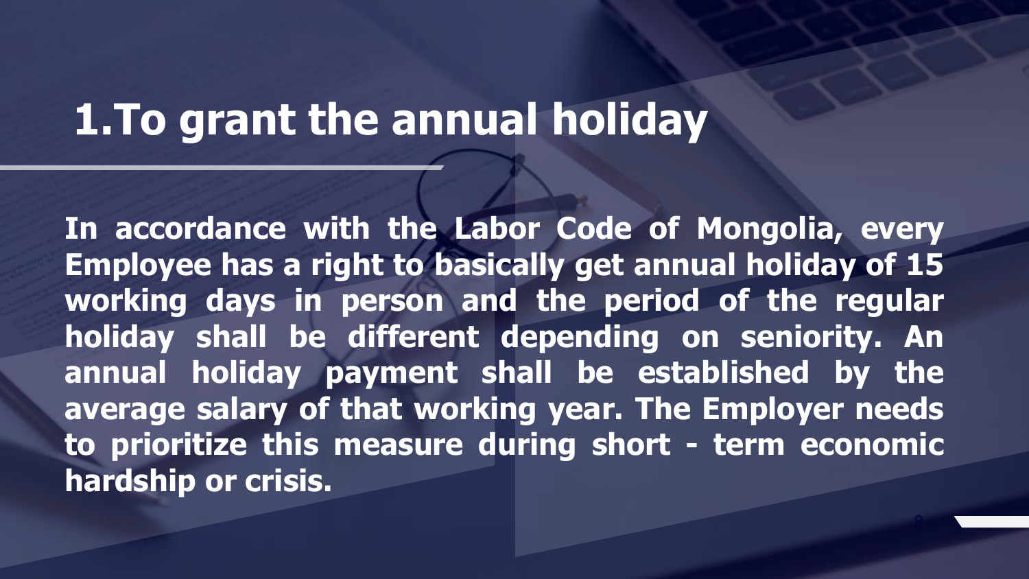# 1.To grant the annual holiday

**In accordance with the Labor Code of Mongolia, every Employee has a right to basically get annual holiday of 15 working days in person and the period of the regular holiday shall be different depending on seniority. An annual holiday payment shall be established by the average salary of that working year. The Employer needs to prioritize this measure during short - term economic hardship or crisis.**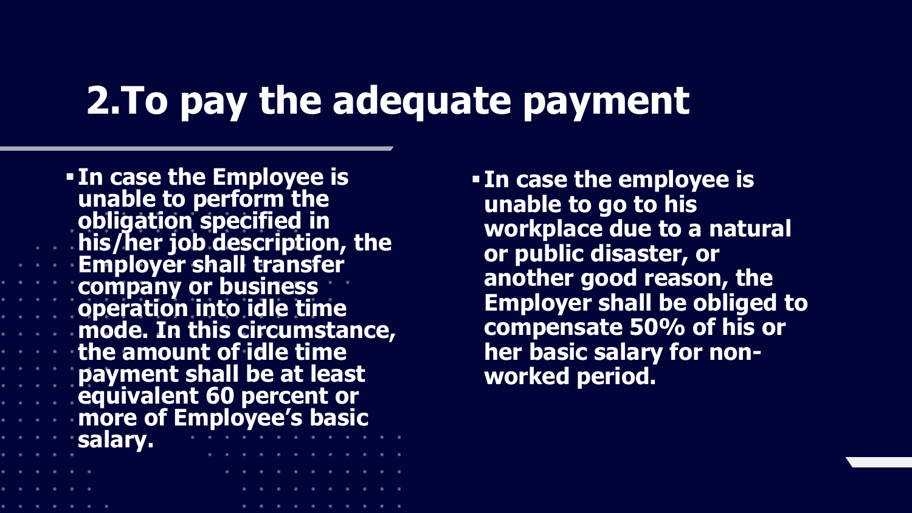# 2.To pay the adequate payment

- In case the Employee is unable to perform the obligation specified in his/her job description, the Employer shall transfer company or business operation into idle time mode. In this circumstance, the amount of idle time payment shall be at least equivalent 60 percent or more of Employee's basic salary.

- In case the employee is unable to go to his workplace due to a natural or public disaster, or another good reason, the Employer shall be obliged to compensate 50% of his or her basic salary for non-worked period.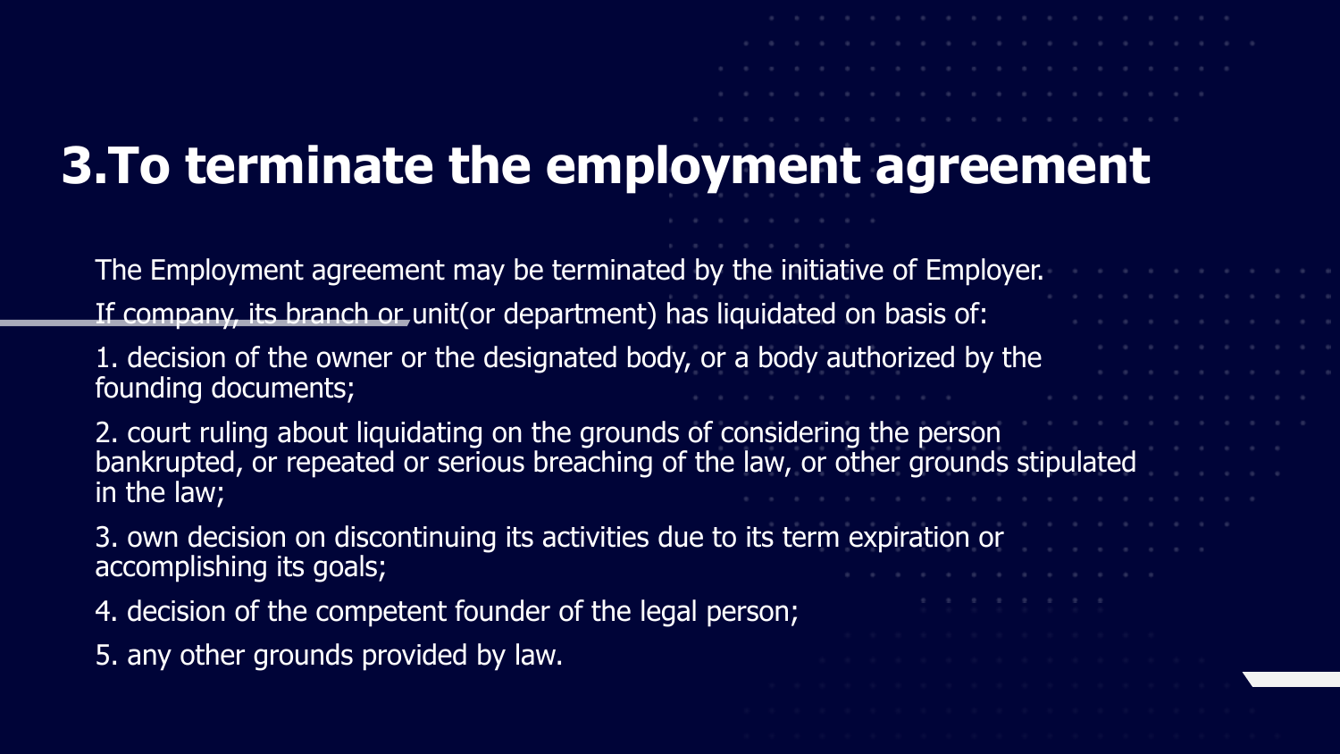# 3.To terminate the employment agreement

The Employment agreement may be terminated by the initiative of Employer.

If company, its branch or unit(or department) has liquidated on basis of:

1. decision of the owner or the designated body, or a body authorized by the founding documents;
2. court ruling about liquidating on the grounds of considering the person bankrupted, or repeated or serious breaching of the law, or other grounds stipulated in the law;
3. own decision on discontinuing its activities due to its term expiration or accomplishing its goals;
4. decision of the competent founder of the legal person;
5. any other grounds provided by law.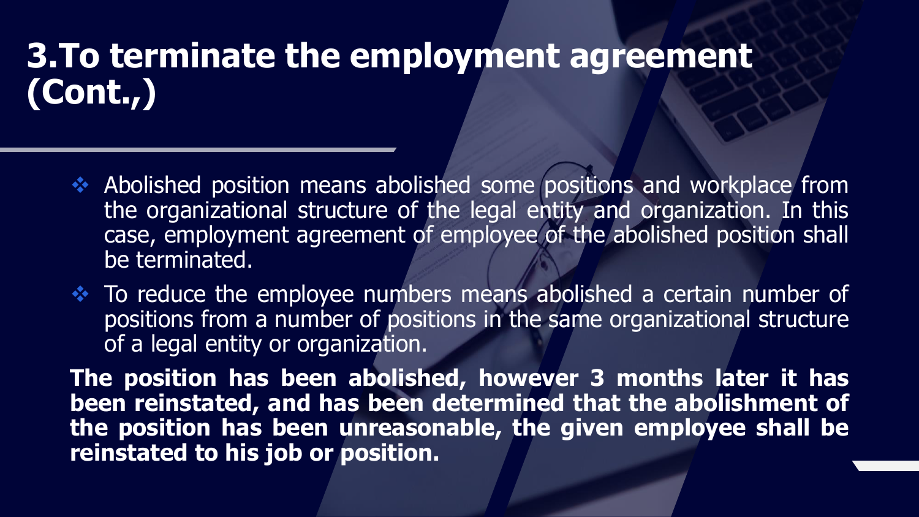# 3.To terminate the employment agreement (Cont.,)

- Abolished position means abolished some positions and workplace from the organizational structure of the legal entity and organization. In this case, employment agreement of employee of the abolished position shall be terminated.
- To reduce the employee numbers means abolished a certain number of positions from a number of positions in the same organizational structure of a legal entity or organization.

**The position has been abolished, however 3 months later it has been reinstated, and has been determined that the abolishment of the position has been unreasonable, the given employee shall be reinstated to his job or position.**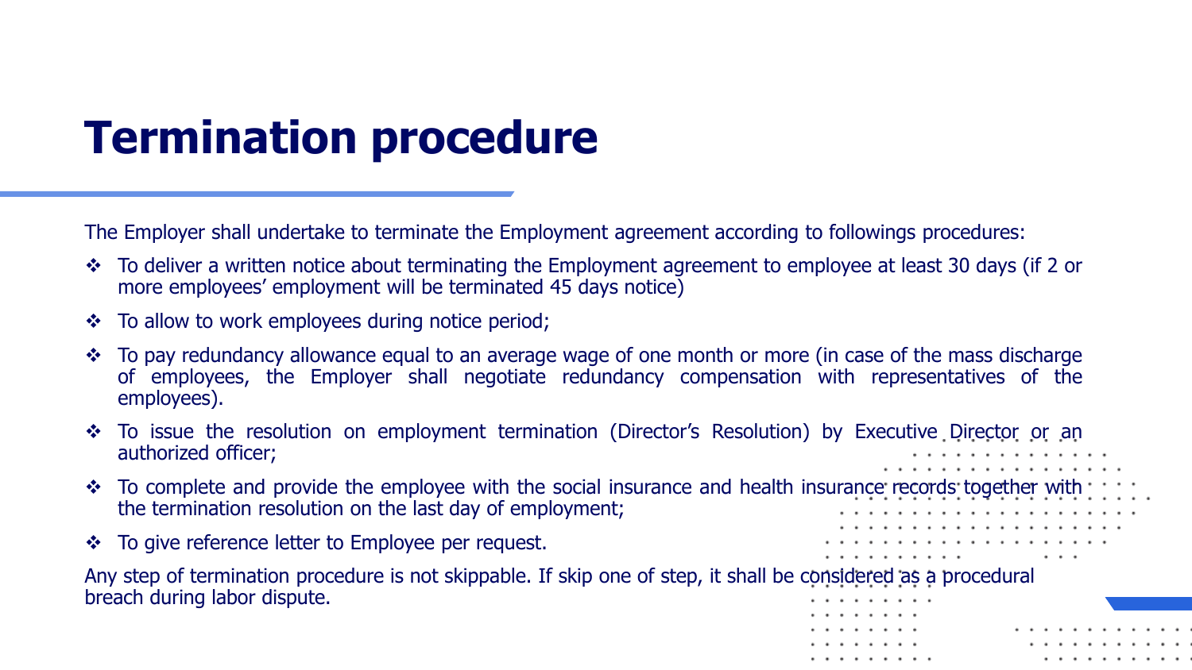# Termination procedure

The Employer shall undertake to terminate the Employment agreement according to followings procedures:

- To deliver a written notice about terminating the Employment agreement to employee at least 30 days (if 2 or more employees' employment will be terminated 45 days notice)
- To allow to work employees during notice period;
- To pay redundancy allowance equal to an average wage of one month or more (in case of the mass discharge of employees, the Employer shall negotiate redundancy compensation with representatives of the employees).
- To issue the resolution on employment termination (Director's Resolution) by Executive Director or an authorized officer;
- To complete and provide the employee with the social insurance and health insurance records together with the termination resolution on the last day of employment;
- To give reference letter to Employee per request.

Any step of termination procedure is not skippable. If skip one of step, it shall be considered as a procedural breach during labor dispute.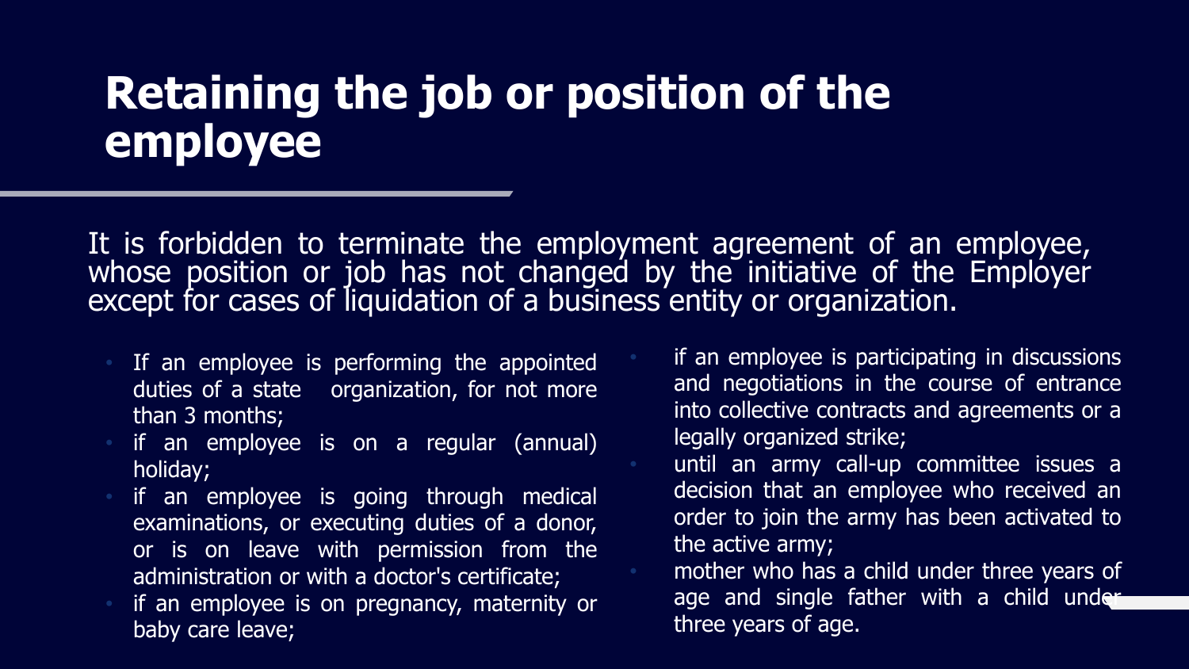# Retaining the job or position of the employee

It is forbidden to terminate the employment agreement of an employee, whose position or job has not changed by the initiative of the Employer except for cases of liquidation of a business entity or organization.

- If an employee is performing the appointed duties of a state organization, for not more than 3 months;
- if an employee is on a regular (annual) holiday;
- if an employee is going through medical examinations, or executing duties of a donor, or is on leave with permission from the administration or with a doctor's certificate;
- if an employee is on pregnancy, maternity or baby care leave;
- if an employee is participating in discussions and negotiations in the course of entrance into collective contracts and agreements or a legally organized strike;
- until an army call-up committee issues a decision that an employee who received an order to join the army has been activated to the active army;
- mother who has a child under three years of age and single father with a child under three years of age.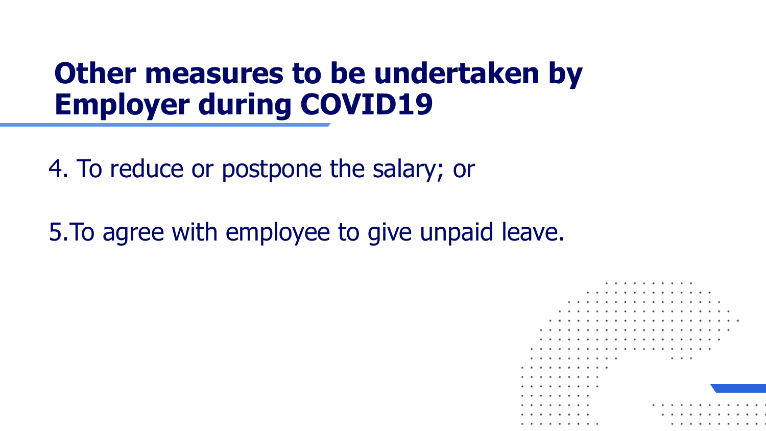# Other measures to be undertaken by Employer during COVID19

4. To reduce or postpone the salary; or

5. To agree with employee to give unpaid leave.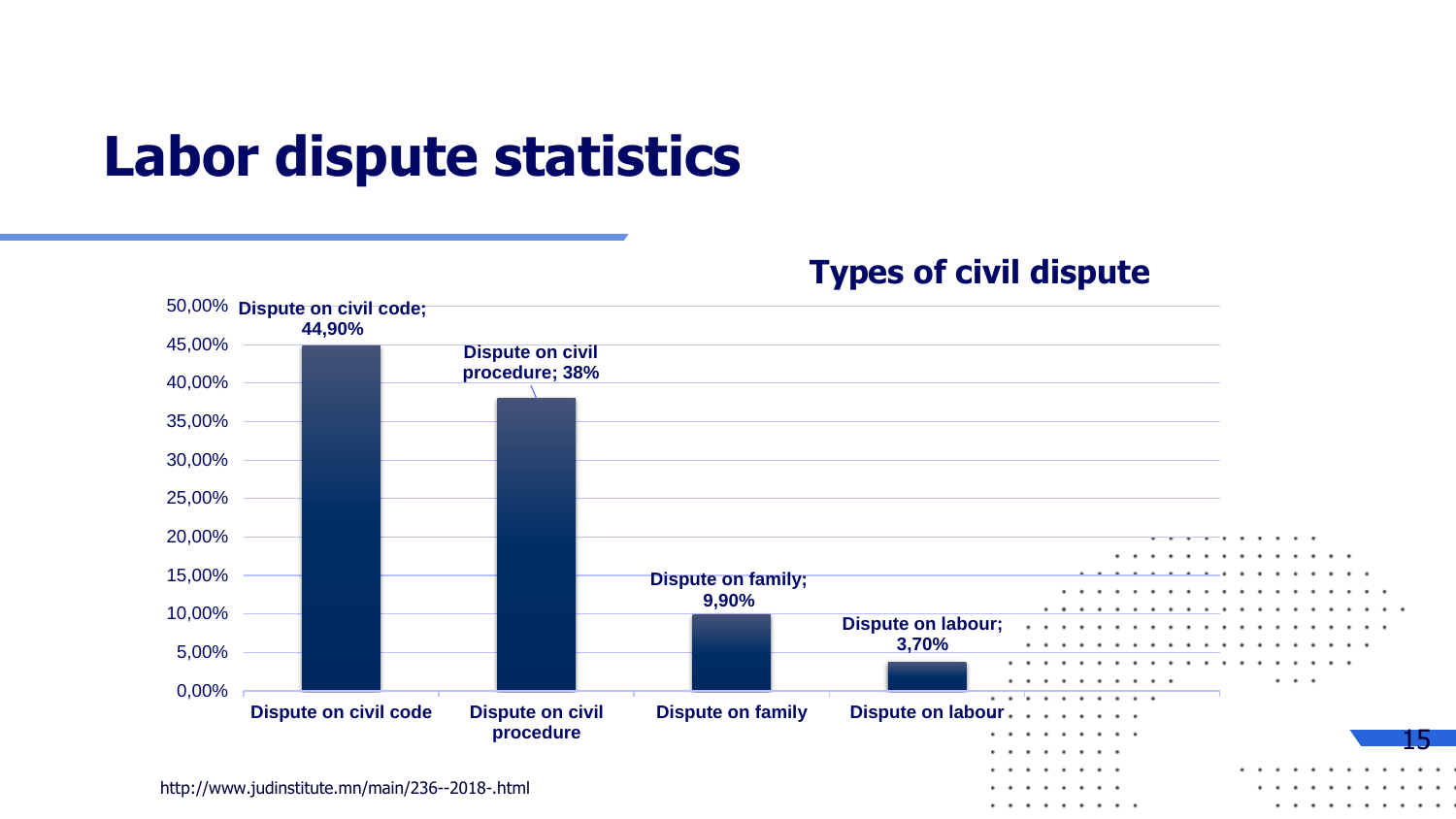# Labor dispute statistics

## Types of civil dispute

| Type | Percentage |
| --- | --- |
| Dispute on civil code | 44,90% |
| Dispute on civil procedure | 38% |
| Dispute on family | 9,90% |
| Dispute on labour | 3,70% |

http://www.judinstitute.mn/main/236--2018-.html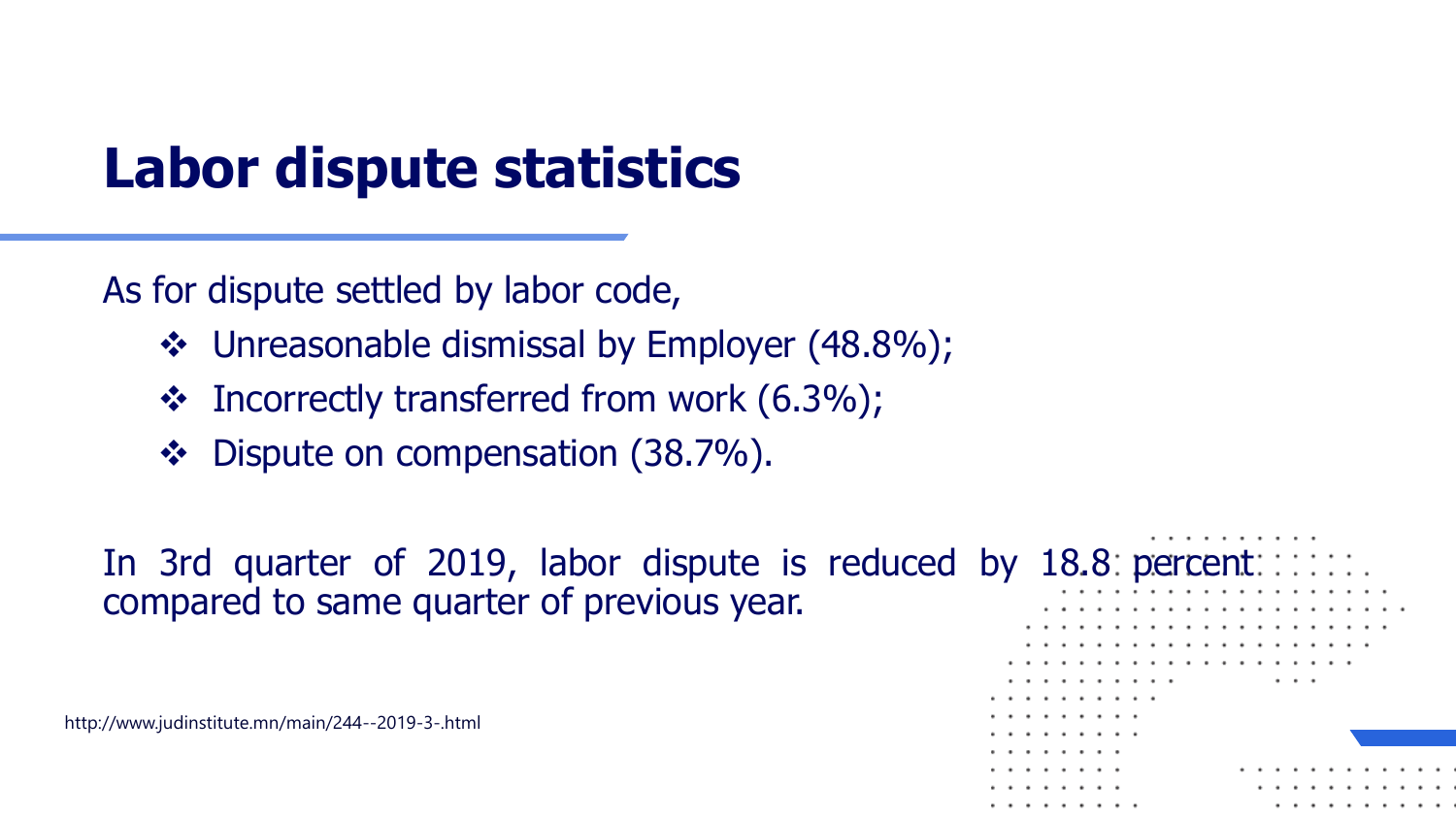# Labor dispute statistics

As for dispute settled by labor code,

- ❖ Unreasonable dismissal by Employer (48.8%);
- ❖ Incorrectly transferred from work (6.3%);
- ❖ Dispute on compensation (38.7%).

In 3rd quarter of 2019, labor dispute is reduced by 18.8 percent compared to same quarter of previous year.

http://www.judinstitute.mn/main/244--2019-3-.html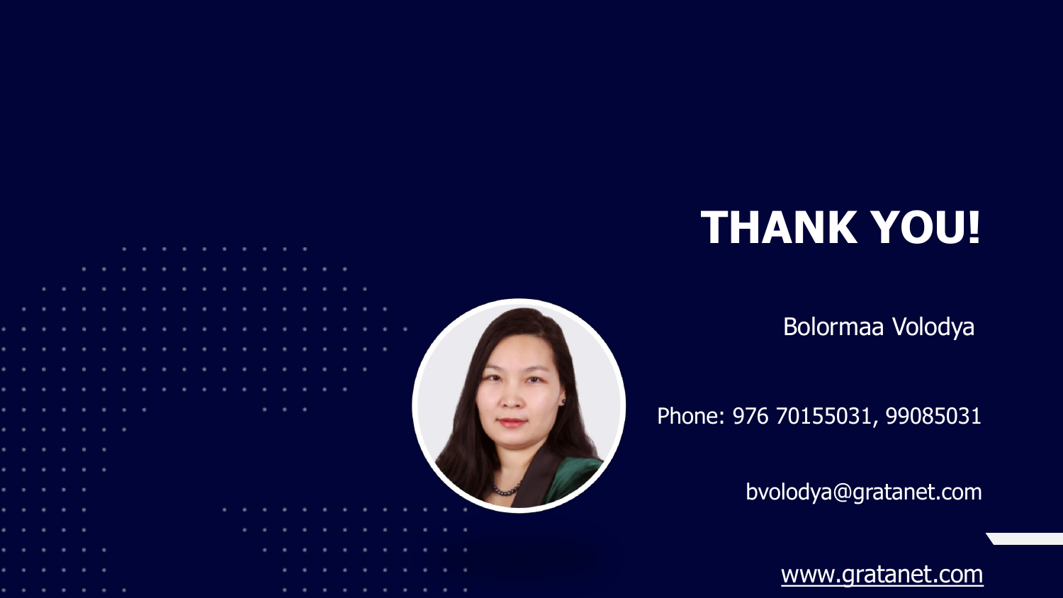# THANK YOU!

Bolormaa Volodya

Phone: 976 70155031, 99085031

bvolodya@gratanet.com

www.gratanet.com